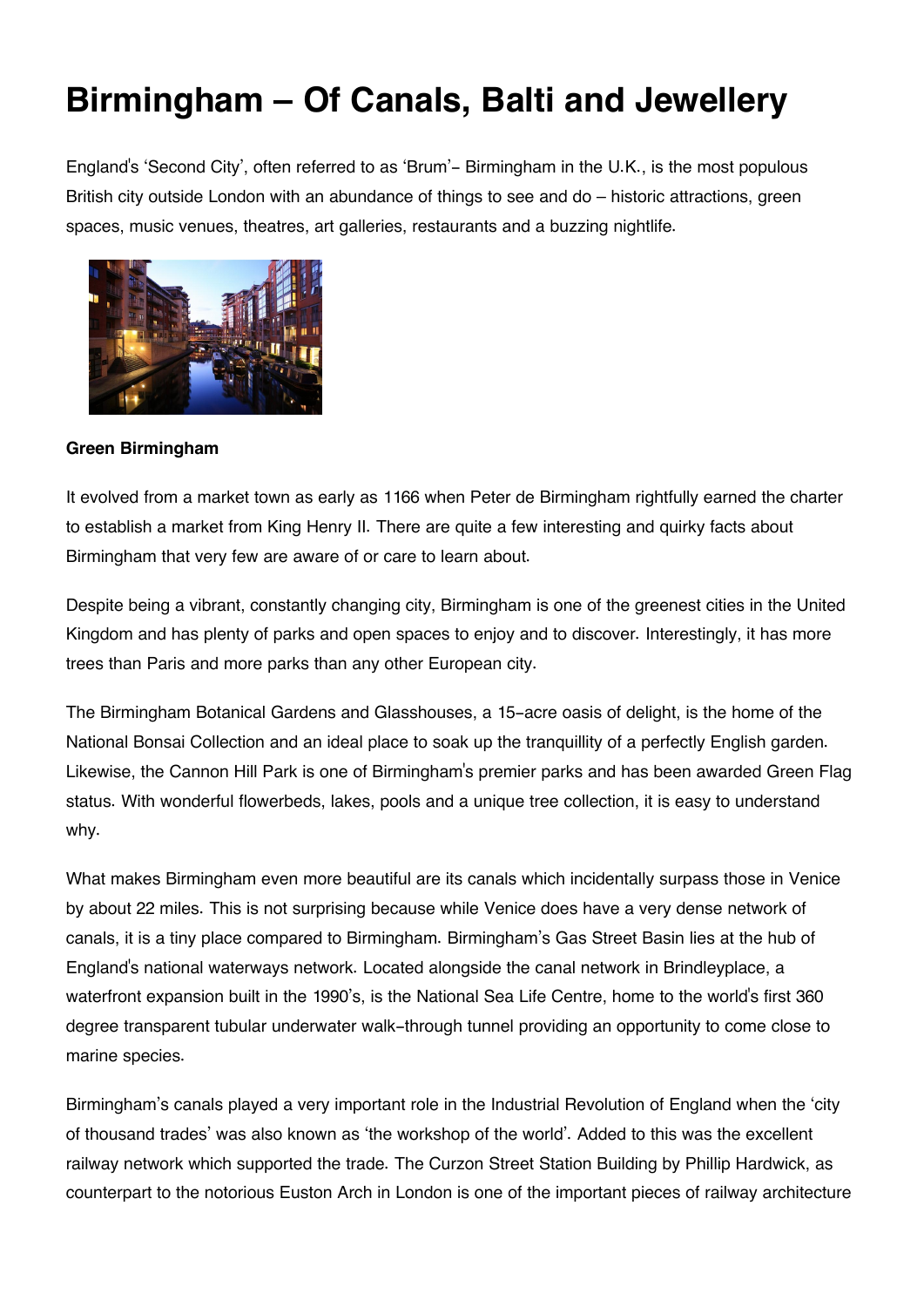# Birmingham – Of Canals, Balti and Jewellery

England's 'Second City', often referred to as 'Brum'- Birmingham in the U.K., is the most populous British city outside London with an abundance of things to see and do – historic attractions, green spaces, music venues, theatres, art galleries, restaurants and a buzzing nightlife.

**Green Birmingham**

It evolved from a market town as early as 1166 when Peter de Birmingham rightfully earned the charter to establish a market from King Henry II. There are quite a few interesting and quirky facts about Birmingham that very few are aware of or care to learn about.

Despite being a vibrant, constantly changing city, Birmingham is one of the greenest cities in the United Kingdom and has plenty of parks and open spaces to enjoy and to discover. Interestingly, it has more trees than Paris and more parks than any other European city.

The Birmingham Botanical Gardens and Glasshouses, a 15-acre oasis of delight, is the home of the National Bonsai Collection and an ideal place to soak up the tranquillity of a perfectly English garden. Likewise, the Cannon Hill Park is one of Birmingham's premier parks and has been awarded Green Flag status. With wonderful flowerbeds, lakes, pools and a unique tree collection, it is easy to understand why.

What makes Birmingham even more beautiful are its canals which incidentally surpass those in Venice by about 22 miles. This is not surprising because while Venice does have a very dense network of canals, it is a tiny place compared to Birmingham. Birmingham's Gas Street Basin lies at the hub of England's national waterways network. Located alongside the canal network in Brindleyplace, a waterfront expansion built in the 1990's, is the National Sea Life Centre, home to the world's first 360 degree transparent tubular underwater walk-through tunnel providing an opportunity to come close to marine species.

Birmingham's canals played a very important role in the Industrial Revolution of England when the 'city of thousand trades' was also known as 'the workshop of the world'. Added to this was the excellent railway network which supported the trade. The Curzon Street Station Building by Phillip Hardwick, as counterpart to the notorious Euston Arch in London is one of the important pieces of railway architecture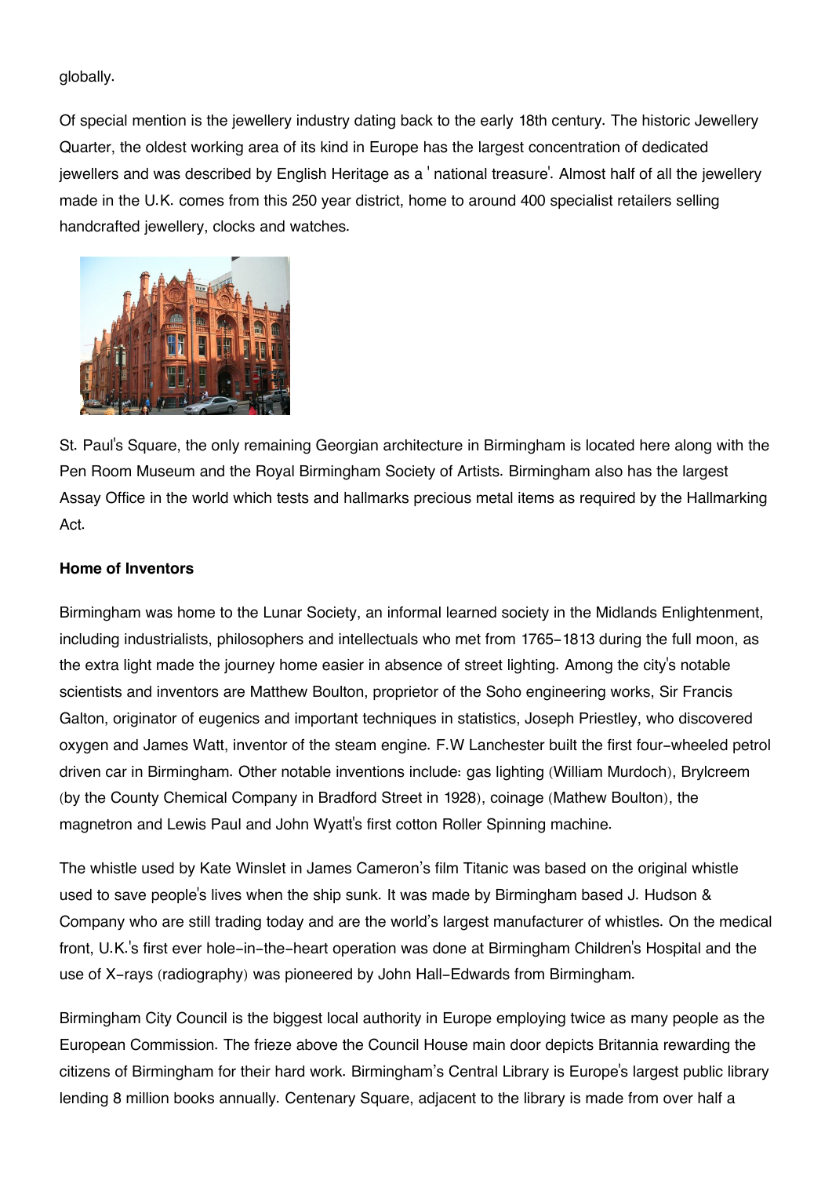globally.

Of special mention is the jewellery industry dating back to the early 18th century. The historic Jewellery Quarter, the oldest working area of its kind in Europe has the largest concentration of dedicated jewellers and was described by English Heritage as a ' national treasure'. Almost half of all the jewellery made in the U.K. comes from this 250 year district, home to around 400 specialist retailers selling handcrafted jewellery, clocks and watches.

St. Paul's Square, the only remaining Georgian architecture in Birmingham is located here along with the Pen Room Museum and the Royal Birmingham Society of Artists. Birmingham also has the largest Assay Office in the world which tests and hallmarks precious metal items as required by the Hallmarking Act.

**Home of Inventors**

Birmingham was home to the Lunar Society, an informal learned society in the Midlands Enlightenment, including industrialists, philosophers and intellectuals who met from 1765-1813 during the full moon, as the extra light made the journey home easier in absence of street lighting. Among the city's notable scientists and inventors are Matthew Boulton, proprietor of the Soho engineering works, Sir Francis Galton, originator of eugenics and important techniques in statistics, Joseph Priestley, who discovered oxygen and James Watt, inventor of the steam engine. F.W Lanchester built the first four-wheeled petrol driven car in Birmingham. Other notable inventions include: gas lighting (William Murdoch), Brylcreem (by the County Chemical Company in Bradford Street in 1928), coinage (Mathew Boulton), the magnetron and Lewis Paul and John Wyatt's first cotton Roller Spinning machine.

The whistle used by Kate Winslet in James Cameron's film Titanic was based on the original whistle used to save people's lives when the ship sunk. It was made by Birmingham based J. Hudson & Company who are still trading today and are the world's largest manufacturer of whistles. On the medical front, U.K.'s first ever hole-in-the-heart operation was done at Birmingham Children's Hospital and the use of X-rays (radiography) was pioneered by John Hall-Edwards from Birmingham.

Birmingham City Council is the biggest local authority in Europe employing twice as many people as the European Commission. The frieze above the Council House main door depicts Britannia rewarding the citizens of Birmingham for their hard work. Birmingham's Central Library is Europe's largest public library lending 8 million books annually. Centenary Square, adjacent to the library is made from over half a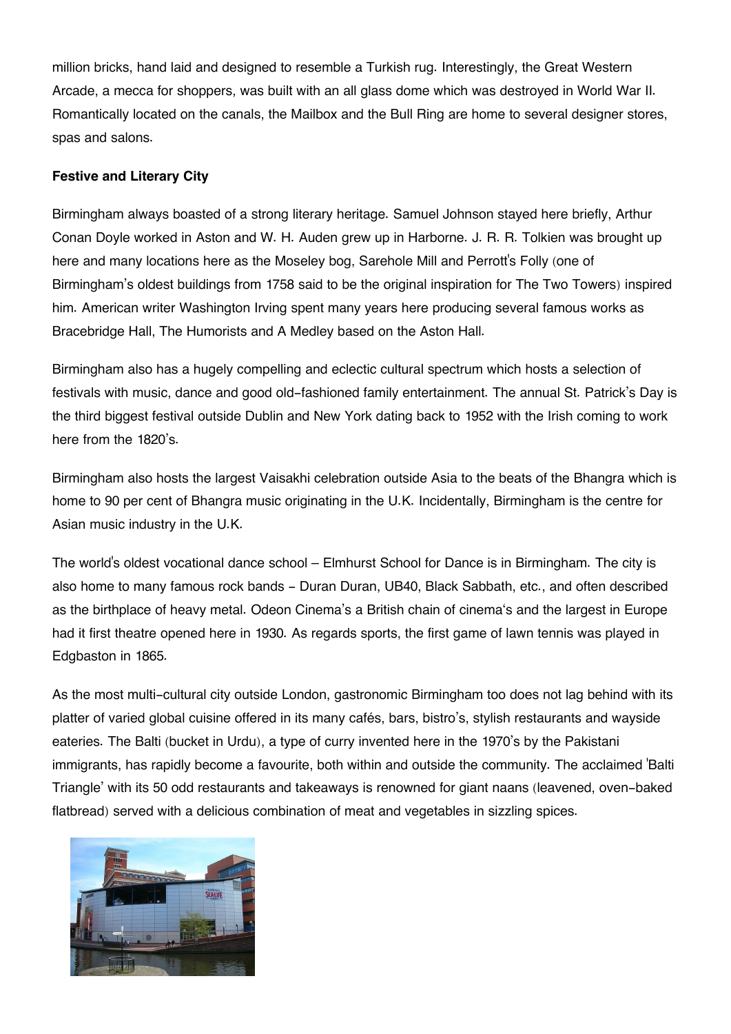million bricks, hand laid and designed to resemble a Turkish rug. Interestingly, the Great Western Arcade, a mecca for shoppers, was built with an all glass dome which was destroyed in World War II. Romantically located on the canals, the Mailbox and the Bull Ring are home to several designer stores, spas and salons.

**Festive and Literary City**

Birmingham always boasted of a strong literary heritage. Samuel Johnson stayed here briefly, Arthur Conan Doyle worked in Aston and W. H. Auden grew up in Harborne. J. R. R. Tolkien was brought up here and many locations here as the Moseley bog, Sarehole Mill and Perrott's Folly (one of Birmingham's oldest buildings from 1758 said to be the original inspiration for The Two Towers) inspired him. American writer Washington Irving spent many years here producing several famous works as Bracebridge Hall, The Humorists and A Medley based on the Aston Hall.

Birmingham also has a hugely compelling and eclectic cultural spectrum which hosts a selection of festivals with music, dance and good old-fashioned family entertainment. The annual St. Patrick's Day is the third biggest festival outside Dublin and New York dating back to 1952 with the Irish coming to work here from the 1820's.

Birmingham also hosts the largest Vaisakhi celebration outside Asia to the beats of the Bhangra which is home to 90 per cent of Bhangra music originating in the U.K. Incidentally, Birmingham is the centre for Asian music industry in the U.K.

The world's oldest vocational dance school – Elmhurst School for Dance is in Birmingham. The city is also home to many famous rock bands - Duran Duran, UB40, Black Sabbath, etc., and often described as the birthplace of heavy metal. Odeon Cinema's a British chain of cinema's and the largest in Europe had it first theatre opened here in 1930. As regards sports, the first game of lawn tennis was played in Edgbaston in 1865.

As the most multi-cultural city outside London, gastronomic Birmingham too does not lag behind with its platter of varied global cuisine offered in its many cafés, bars, bistro's, stylish restaurants and wayside eateries. The Balti (bucket in Urdu), a type of curry invented here in the 1970's by the Pakistani immigrants, has rapidly become a favourite, both within and outside the community. The acclaimed 'Balti Triangle' with its 50 odd restaurants and takeaways is renowned for giant naans (leavened, oven-baked flatbread) served with a delicious combination of meat and vegetables in sizzling spices.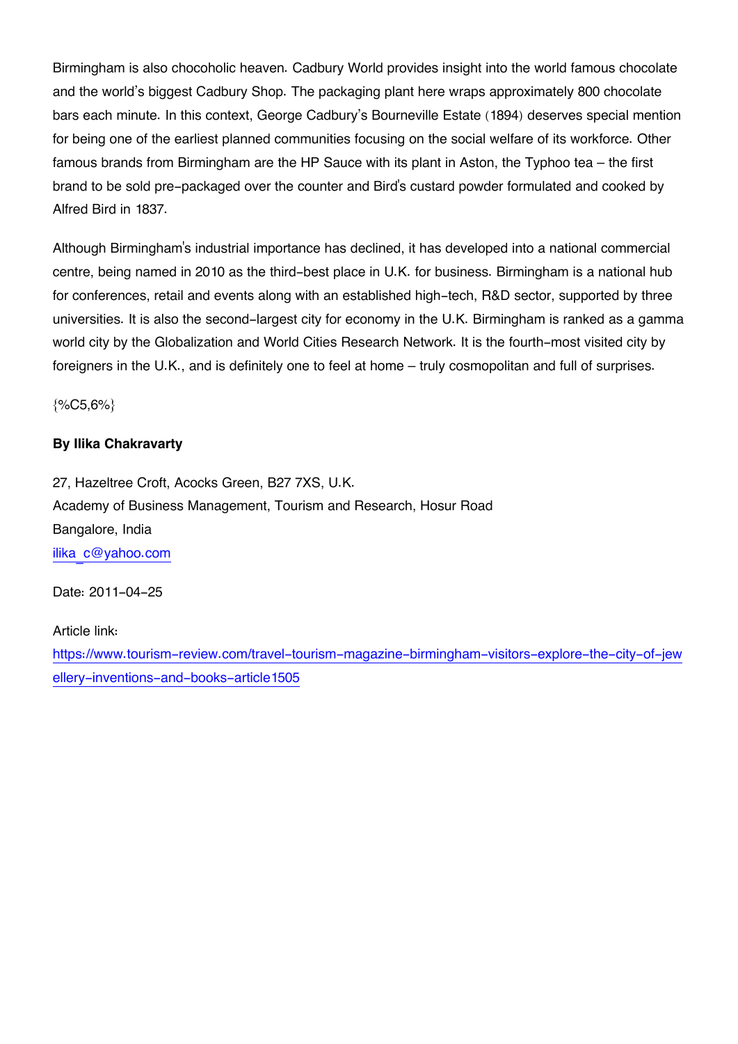Birmingham is also chocoholic heaven. Cadbury World provides insight into the world famous chocolate and the world's biggest Cadbury Shop. The packaging plant here wraps approximately 800 chocolate bars each minute. In this context, George Cadbury's Bourneville Estate (1894) deserves special mention for being one of the earliest planned communities focusing on the social welfare of its workforce. Other famous brands from Birmingham are the HP Sauce with its plant in Aston, the Typhoo tea – the first brand to be sold pre-packaged over the counter and Bird's custard powder formulated and cooked by Alfred Bird in 1837.

Although Birmingham's industrial importance has declined, it has developed into a national commercial centre, being named in 2010 as the third-best place in U.K. for business. Birmingham is a national hub for conferences, retail and events along with an established high-tech, R&D sector, supported by three universities. It is also the second-largest city for economy in the U.K. Birmingham is ranked as a gamma world city by the Globalization and World Cities Research Network. It is the fourth-most visited city by foreigners in the U.K., and is definitely one to feel at home – truly cosmopolitan and full of surprises.

{%C5,6%}

**By Ilika Chakravarty**

27, Hazeltree Croft, Acocks Green, B27 7XS, U.K.
Academy of Business Management, Tourism and Research, Hosur Road
Bangalore, India
ilika_c@yahoo.com

Date: 2011-04-25

Article link:
https://www.tourism-review.com/travel-tourism-magazine-birmingham-visitors-explore-the-city-of-jewellery-inventions-and-books-article1505